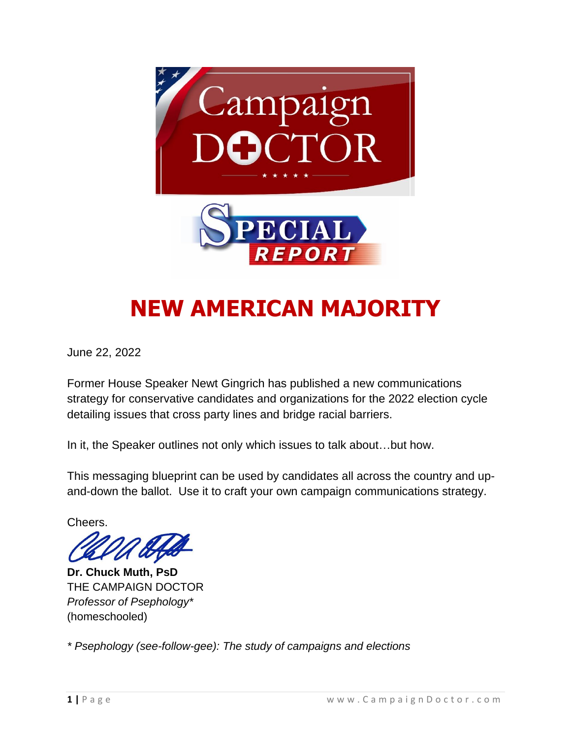Campaign DOCTOR

SPECIAL REPORT

# NEW AMERICAN MAJORITY

June 22, 2022

Former House Speaker Newt Gingrich has published a new communications strategy for conservative candidates and organizations for the 2022 election cycle detailing issues that cross party lines and bridge racial barriers.

In it, the Speaker outlines not only which issues to talk about…but how.

This messaging blueprint can be used by candidates all across the country and up-and-down the ballot. Use it to craft your own campaign communications strategy.

Cheers.

**Dr. Chuck Muth, PsD**
THE CAMPAIGN DOCTOR
*Professor of Psephology**
(homeschooled)

*\* Psephology (see-follow-gee): The study of campaigns and elections*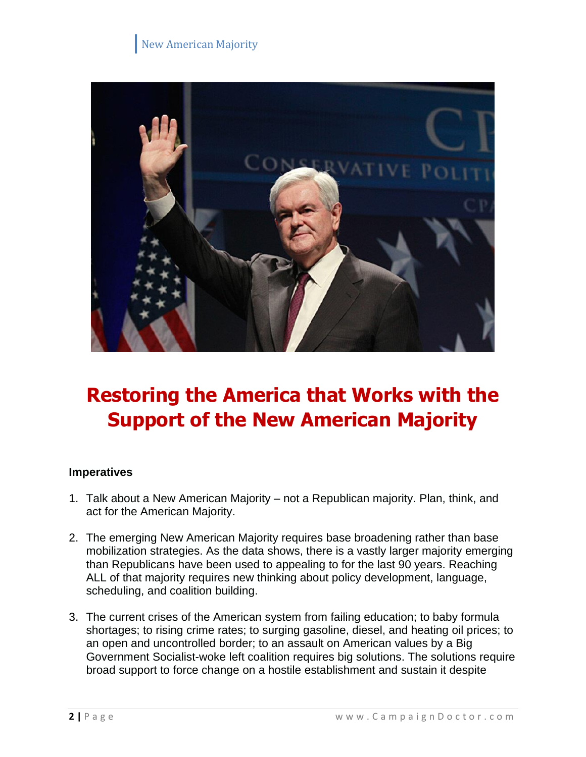# Restoring the America that Works with the Support of the New American Majority

**Imperatives**

1. Talk about a New American Majority – not a Republican majority. Plan, think, and act for the American Majority.

2. The emerging New American Majority requires base broadening rather than base mobilization strategies. As the data shows, there is a vastly larger majority emerging than Republicans have been used to appealing to for the last 90 years. Reaching ALL of that majority requires new thinking about policy development, language, scheduling, and coalition building.

3. The current crises of the American system from failing education; to baby formula shortages; to rising crime rates; to surging gasoline, diesel, and heating oil prices; to an open and uncontrolled border; to an assault on American values by a Big Government Socialist-woke left coalition requires big solutions. The solutions require broad support to force change on a hostile establishment and sustain it despite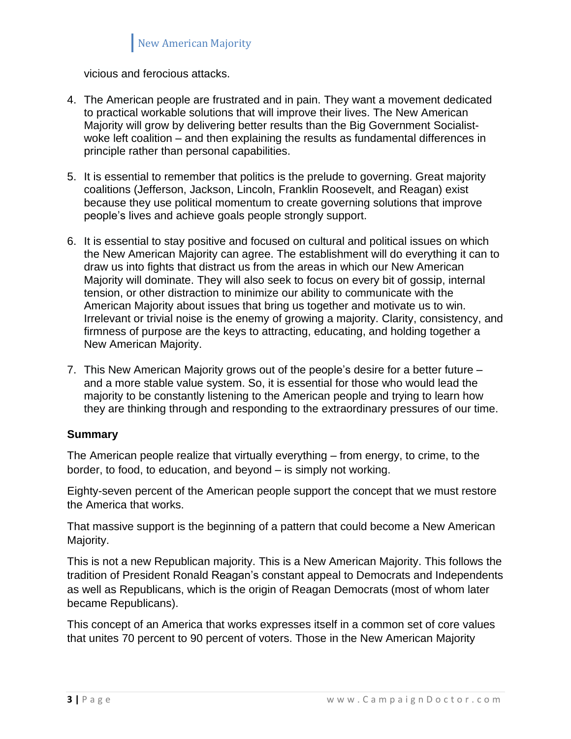vicious and ferocious attacks.

4. The American people are frustrated and in pain. They want a movement dedicated to practical workable solutions that will improve their lives. The New American Majority will grow by delivering better results than the Big Government Socialist-woke left coalition – and then explaining the results as fundamental differences in principle rather than personal capabilities.

5. It is essential to remember that politics is the prelude to governing. Great majority coalitions (Jefferson, Jackson, Lincoln, Franklin Roosevelt, and Reagan) exist because they use political momentum to create governing solutions that improve people's lives and achieve goals people strongly support.

6. It is essential to stay positive and focused on cultural and political issues on which the New American Majority can agree. The establishment will do everything it can to draw us into fights that distract us from the areas in which our New American Majority will dominate. They will also seek to focus on every bit of gossip, internal tension, or other distraction to minimize our ability to communicate with the American Majority about issues that bring us together and motivate us to win. Irrelevant or trivial noise is the enemy of growing a majority. Clarity, consistency, and firmness of purpose are the keys to attracting, educating, and holding together a New American Majority.

7. This New American Majority grows out of the people's desire for a better future – and a more stable value system. So, it is essential for those who would lead the majority to be constantly listening to the American people and trying to learn how they are thinking through and responding to the extraordinary pressures of our time.

**Summary**

The American people realize that virtually everything – from energy, to crime, to the border, to food, to education, and beyond – is simply not working.

Eighty-seven percent of the American people support the concept that we must restore the America that works.

That massive support is the beginning of a pattern that could become a New American Majority.

This is not a new Republican majority. This is a New American Majority. This follows the tradition of President Ronald Reagan's constant appeal to Democrats and Independents as well as Republicans, which is the origin of Reagan Democrats (most of whom later became Republicans).

This concept of an America that works expresses itself in a common set of core values that unites 70 percent to 90 percent of voters. Those in the New American Majority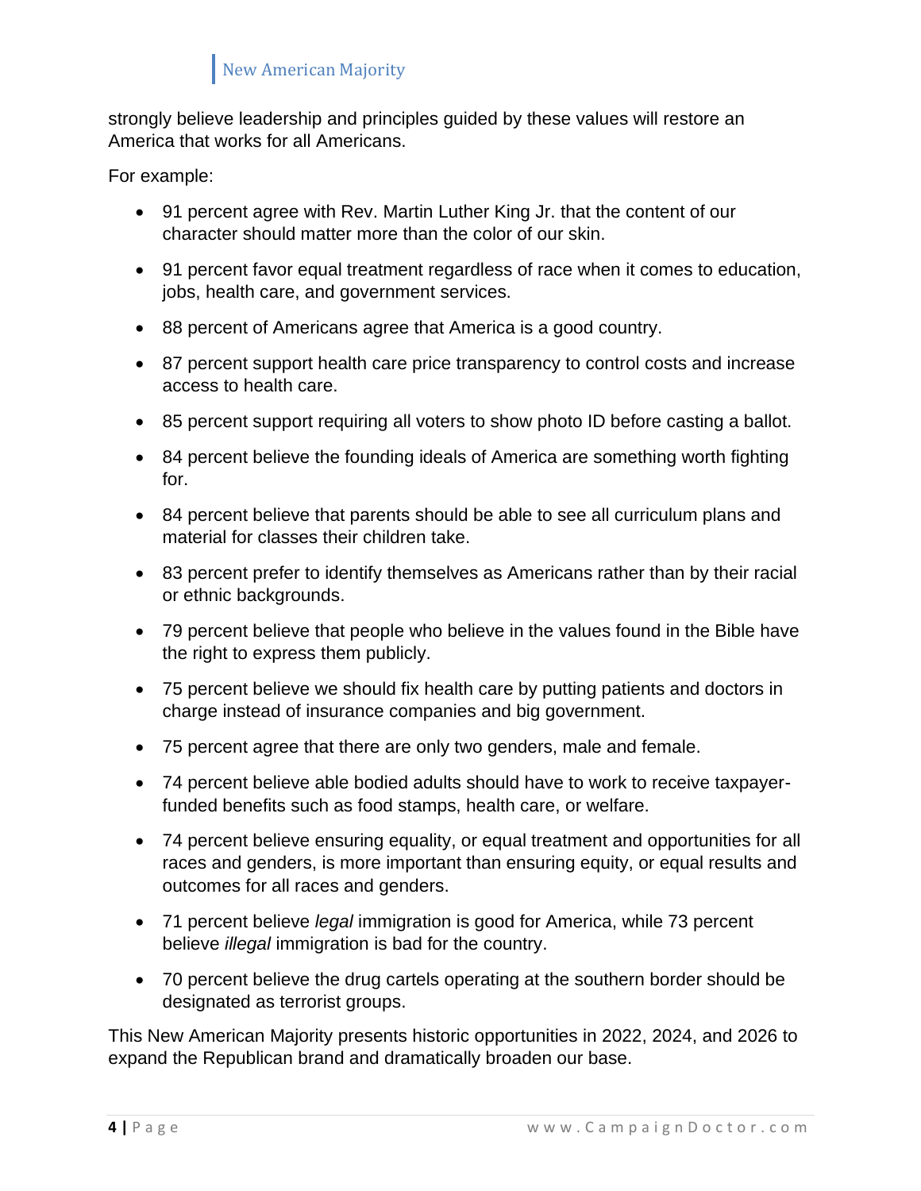strongly believe leadership and principles guided by these values will restore an America that works for all Americans.

For example:

- 91 percent agree with Rev. Martin Luther King Jr. that the content of our character should matter more than the color of our skin.
- 91 percent favor equal treatment regardless of race when it comes to education, jobs, health care, and government services.
- 88 percent of Americans agree that America is a good country.
- 87 percent support health care price transparency to control costs and increase access to health care.
- 85 percent support requiring all voters to show photo ID before casting a ballot.
- 84 percent believe the founding ideals of America are something worth fighting for.
- 84 percent believe that parents should be able to see all curriculum plans and material for classes their children take.
- 83 percent prefer to identify themselves as Americans rather than by their racial or ethnic backgrounds.
- 79 percent believe that people who believe in the values found in the Bible have the right to express them publicly.
- 75 percent believe we should fix health care by putting patients and doctors in charge instead of insurance companies and big government.
- 75 percent agree that there are only two genders, male and female.
- 74 percent believe able bodied adults should have to work to receive taxpayer-funded benefits such as food stamps, health care, or welfare.
- 74 percent believe ensuring equality, or equal treatment and opportunities for all races and genders, is more important than ensuring equity, or equal results and outcomes for all races and genders.
- 71 percent believe *legal* immigration is good for America, while 73 percent believe *illegal* immigration is bad for the country.
- 70 percent believe the drug cartels operating at the southern border should be designated as terrorist groups.

This New American Majority presents historic opportunities in 2022, 2024, and 2026 to expand the Republican brand and dramatically broaden our base.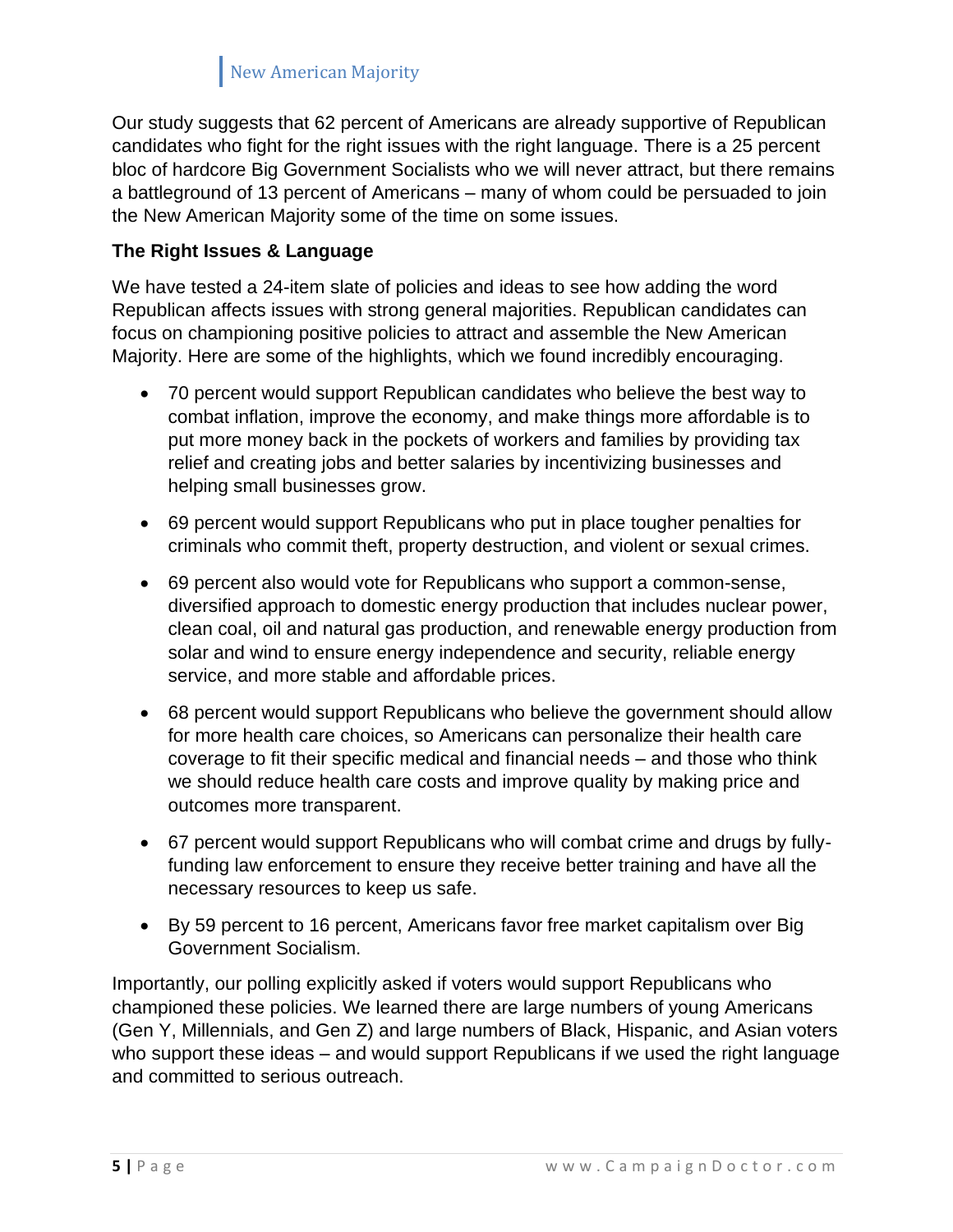Our study suggests that 62 percent of Americans are already supportive of Republican candidates who fight for the right issues with the right language. There is a 25 percent bloc of hardcore Big Government Socialists who we will never attract, but there remains a battleground of 13 percent of Americans – many of whom could be persuaded to join the New American Majority some of the time on some issues.

**The Right Issues & Language**

We have tested a 24-item slate of policies and ideas to see how adding the word Republican affects issues with strong general majorities. Republican candidates can focus on championing positive policies to attract and assemble the New American Majority. Here are some of the highlights, which we found incredibly encouraging.

- 70 percent would support Republican candidates who believe the best way to combat inflation, improve the economy, and make things more affordable is to put more money back in the pockets of workers and families by providing tax relief and creating jobs and better salaries by incentivizing businesses and helping small businesses grow.
- 69 percent would support Republicans who put in place tougher penalties for criminals who commit theft, property destruction, and violent or sexual crimes.
- 69 percent also would vote for Republicans who support a common-sense, diversified approach to domestic energy production that includes nuclear power, clean coal, oil and natural gas production, and renewable energy production from solar and wind to ensure energy independence and security, reliable energy service, and more stable and affordable prices.
- 68 percent would support Republicans who believe the government should allow for more health care choices, so Americans can personalize their health care coverage to fit their specific medical and financial needs – and those who think we should reduce health care costs and improve quality by making price and outcomes more transparent.
- 67 percent would support Republicans who will combat crime and drugs by fully-funding law enforcement to ensure they receive better training and have all the necessary resources to keep us safe.
- By 59 percent to 16 percent, Americans favor free market capitalism over Big Government Socialism.

Importantly, our polling explicitly asked if voters would support Republicans who championed these policies. We learned there are large numbers of young Americans (Gen Y, Millennials, and Gen Z) and large numbers of Black, Hispanic, and Asian voters who support these ideas – and would support Republicans if we used the right language and committed to serious outreach.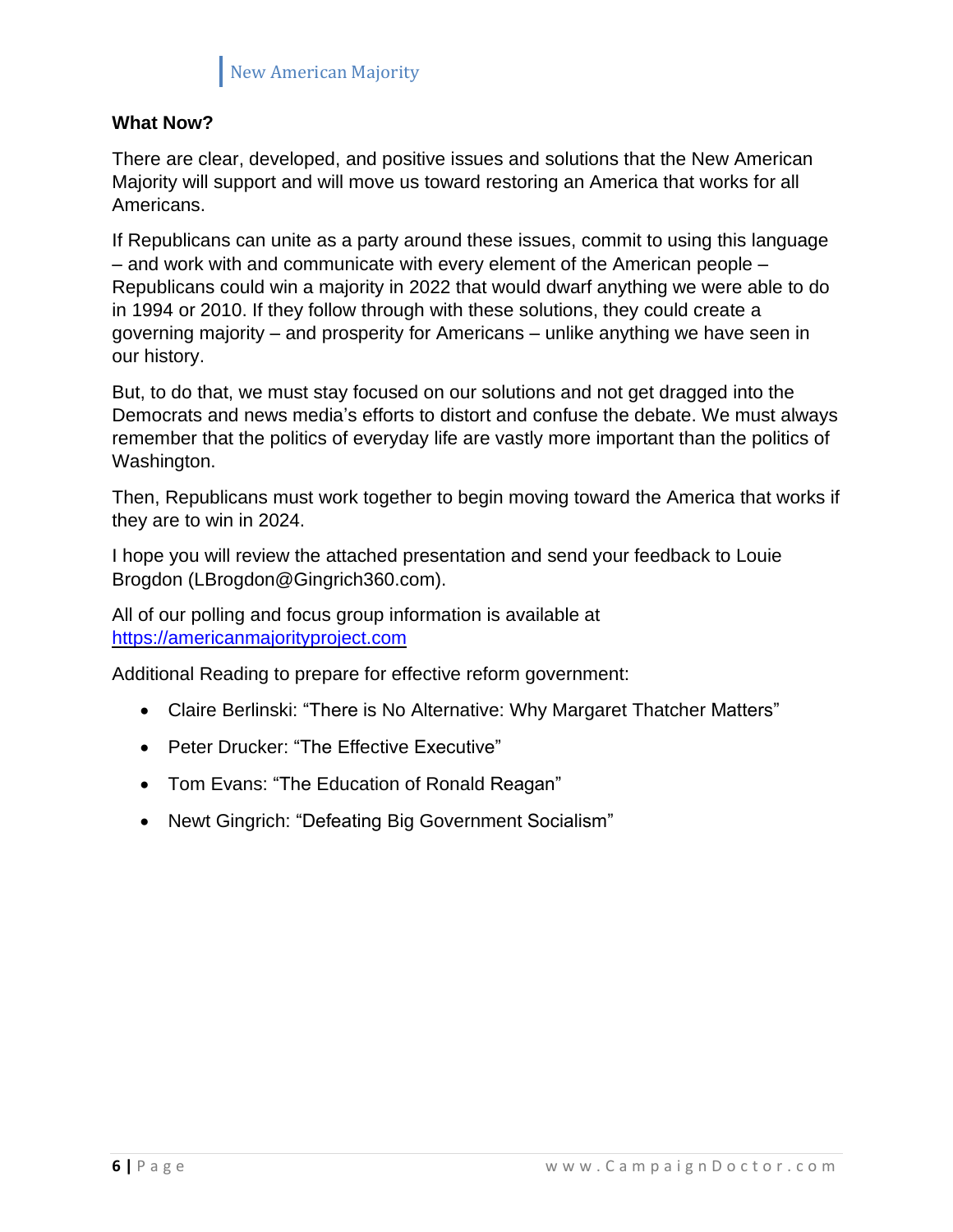**What Now?**

There are clear, developed, and positive issues and solutions that the New American Majority will support and will move us toward restoring an America that works for all Americans.

If Republicans can unite as a party around these issues, commit to using this language – and work with and communicate with every element of the American people – Republicans could win a majority in 2022 that would dwarf anything we were able to do in 1994 or 2010. If they follow through with these solutions, they could create a governing majority – and prosperity for Americans – unlike anything we have seen in our history.

But, to do that, we must stay focused on our solutions and not get dragged into the Democrats and news media's efforts to distort and confuse the debate. We must always remember that the politics of everyday life are vastly more important than the politics of Washington.

Then, Republicans must work together to begin moving toward the America that works if they are to win in 2024.

I hope you will review the attached presentation and send your feedback to Louie Brogdon (LBrogdon@Gingrich360.com).

All of our polling and focus group information is available at [https://americanmajorityproject.com](https://americanmajorityproject.com)

Additional Reading to prepare for effective reform government:

- Claire Berlinski: "There is No Alternative: Why Margaret Thatcher Matters"
- Peter Drucker: "The Effective Executive"
- Tom Evans: "The Education of Ronald Reagan"
- Newt Gingrich: "Defeating Big Government Socialism"